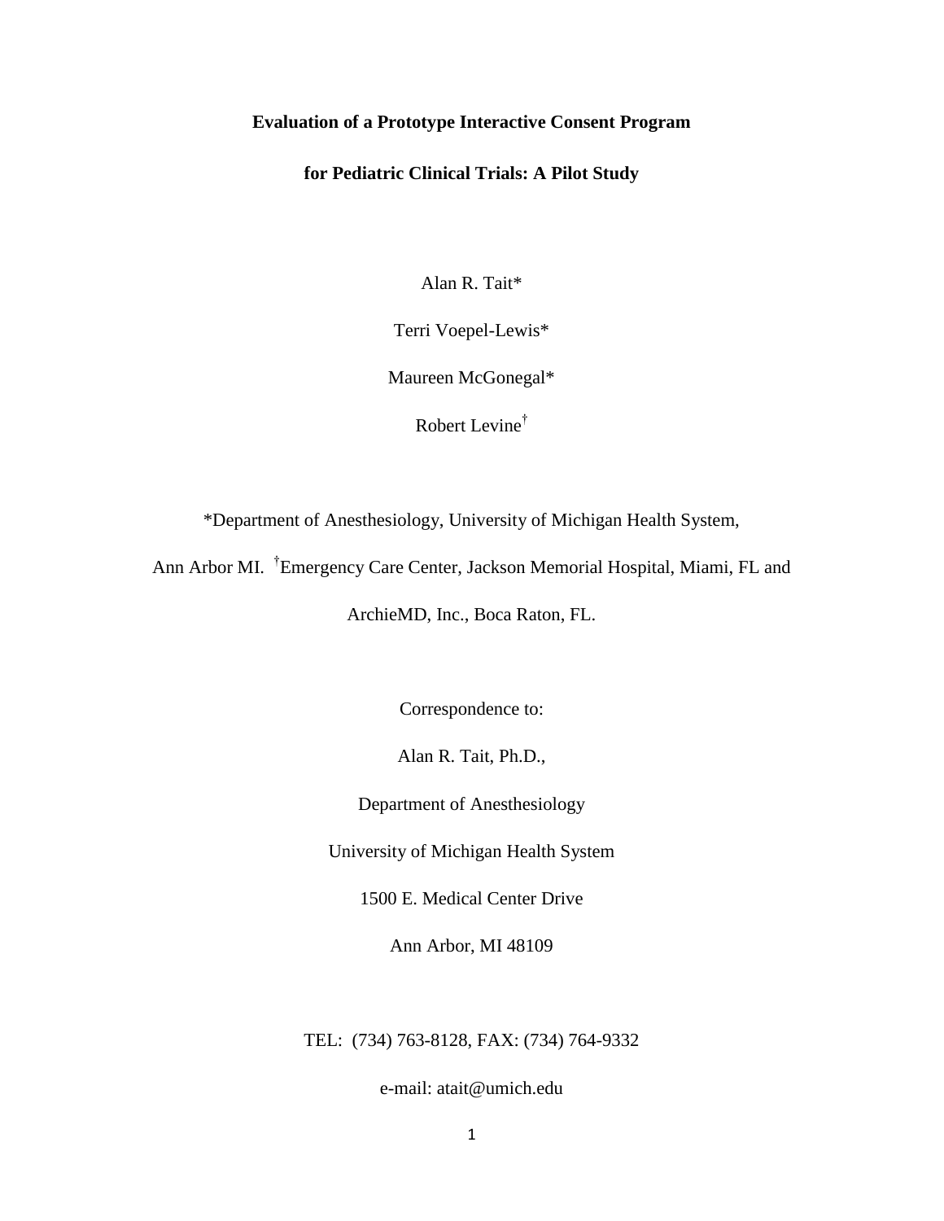# Evaluation of a Prototype Interactive Consent Program for Pediatric Clinical Trials: A Pilot Study

Alan R. Tait*

Terri Voepel-Lewis*

Maureen McGonegal*

Robert Levine†

*Department of Anesthesiology, University of Michigan Health System, Ann Arbor MI. †Emergency Care Center, Jackson Memorial Hospital, Miami, FL and ArchieMD, Inc., Boca Raton, FL.

Correspondence to:

Alan R. Tait, Ph.D.,

Department of Anesthesiology

University of Michigan Health System

1500 E. Medical Center Drive

Ann Arbor, MI 48109

TEL: (734) 763-8128, FAX: (734) 764-9332

e-mail: atait@umich.edu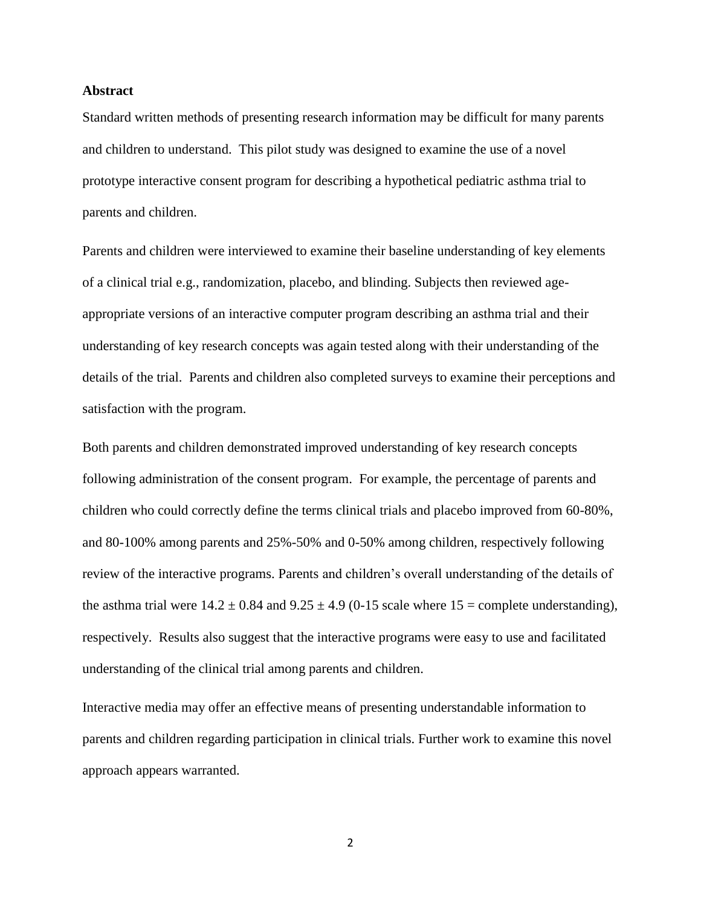## Abstract

Standard written methods of presenting research information may be difficult for many parents and children to understand. This pilot study was designed to examine the use of a novel prototype interactive consent program for describing a hypothetical pediatric asthma trial to parents and children.

Parents and children were interviewed to examine their baseline understanding of key elements of a clinical trial e.g., randomization, placebo, and blinding. Subjects then reviewed age-appropriate versions of an interactive computer program describing an asthma trial and their understanding of key research concepts was again tested along with their understanding of the details of the trial. Parents and children also completed surveys to examine their perceptions and satisfaction with the program.

Both parents and children demonstrated improved understanding of key research concepts following administration of the consent program. For example, the percentage of parents and children who could correctly define the terms clinical trials and placebo improved from 60-80%, and 80-100% among parents and 25%-50% and 0-50% among children, respectively following review of the interactive programs. Parents and children's overall understanding of the details of the asthma trial were $14.2 \pm 0.84$ and $9.25 \pm 4.9$ (0-15 scale where 15 = complete understanding), respectively. Results also suggest that the interactive programs were easy to use and facilitated understanding of the clinical trial among parents and children.

Interactive media may offer an effective means of presenting understandable information to parents and children regarding participation in clinical trials. Further work to examine this novel approach appears warranted.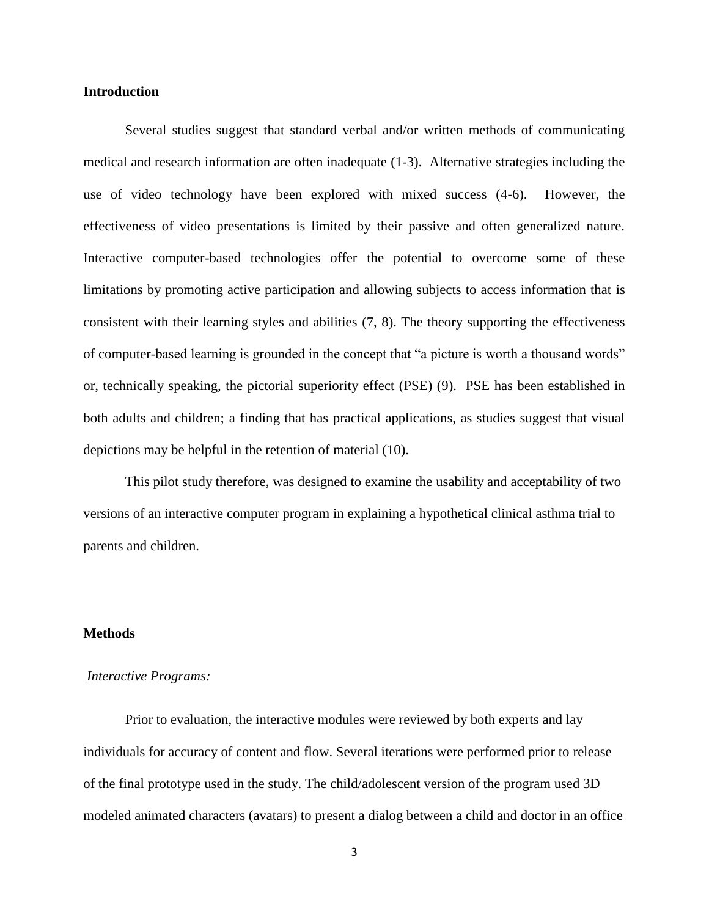## Introduction

Several studies suggest that standard verbal and/or written methods of communicating medical and research information are often inadequate (1-3). Alternative strategies including the use of video technology have been explored with mixed success (4-6). However, the effectiveness of video presentations is limited by their passive and often generalized nature. Interactive computer-based technologies offer the potential to overcome some of these limitations by promoting active participation and allowing subjects to access information that is consistent with their learning styles and abilities (7, 8). The theory supporting the effectiveness of computer-based learning is grounded in the concept that "a picture is worth a thousand words" or, technically speaking, the pictorial superiority effect (PSE) (9). PSE has been established in both adults and children; a finding that has practical applications, as studies suggest that visual depictions may be helpful in the retention of material (10).

This pilot study therefore, was designed to examine the usability and acceptability of two versions of an interactive computer program in explaining a hypothetical clinical asthma trial to parents and children.

## Methods

### *Interactive Programs:*

Prior to evaluation, the interactive modules were reviewed by both experts and lay individuals for accuracy of content and flow. Several iterations were performed prior to release of the final prototype used in the study. The child/adolescent version of the program used 3D modeled animated characters (avatars) to present a dialog between a child and doctor in an office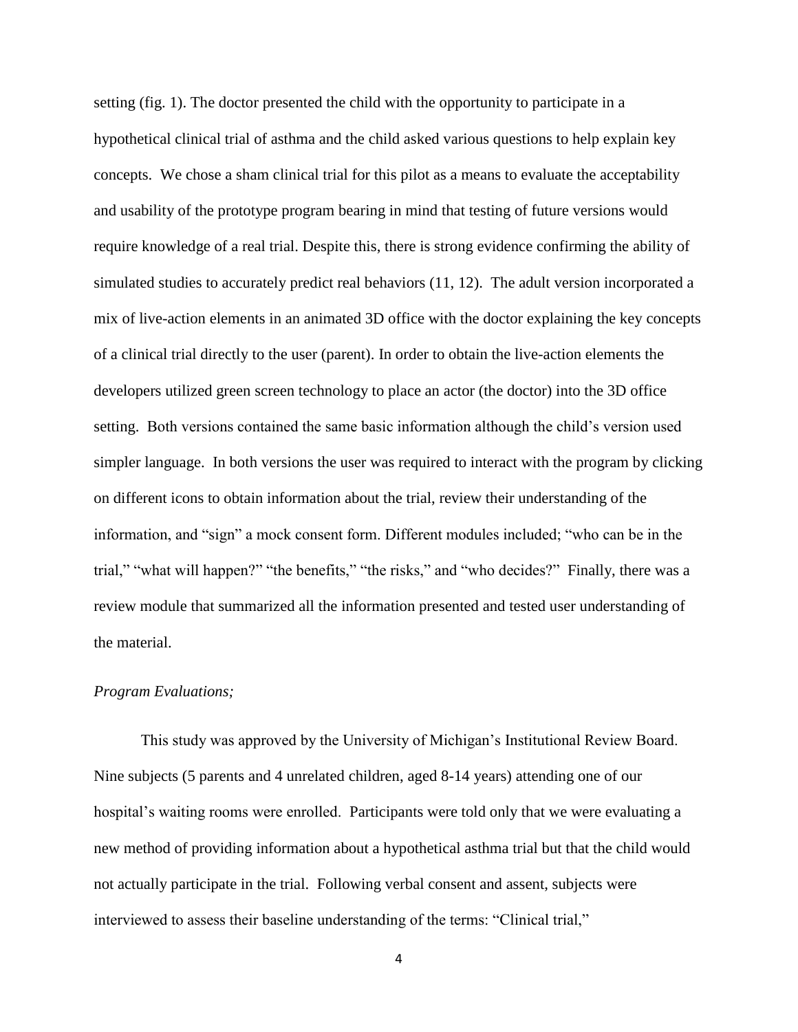setting (fig. 1). The doctor presented the child with the opportunity to participate in a hypothetical clinical trial of asthma and the child asked various questions to help explain key concepts. We chose a sham clinical trial for this pilot as a means to evaluate the acceptability and usability of the prototype program bearing in mind that testing of future versions would require knowledge of a real trial. Despite this, there is strong evidence confirming the ability of simulated studies to accurately predict real behaviors (11, 12). The adult version incorporated a mix of live-action elements in an animated 3D office with the doctor explaining the key concepts of a clinical trial directly to the user (parent). In order to obtain the live-action elements the developers utilized green screen technology to place an actor (the doctor) into the 3D office setting. Both versions contained the same basic information although the child's version used simpler language. In both versions the user was required to interact with the program by clicking on different icons to obtain information about the trial, review their understanding of the information, and "sign" a mock consent form. Different modules included; "who can be in the trial," "what will happen?" "the benefits," "the risks," and "who decides?" Finally, there was a review module that summarized all the information presented and tested user understanding of the material.

*Program Evaluations;*

This study was approved by the University of Michigan's Institutional Review Board. Nine subjects (5 parents and 4 unrelated children, aged 8-14 years) attending one of our hospital's waiting rooms were enrolled. Participants were told only that we were evaluating a new method of providing information about a hypothetical asthma trial but that the child would not actually participate in the trial. Following verbal consent and assent, subjects were interviewed to assess their baseline understanding of the terms: "Clinical trial,"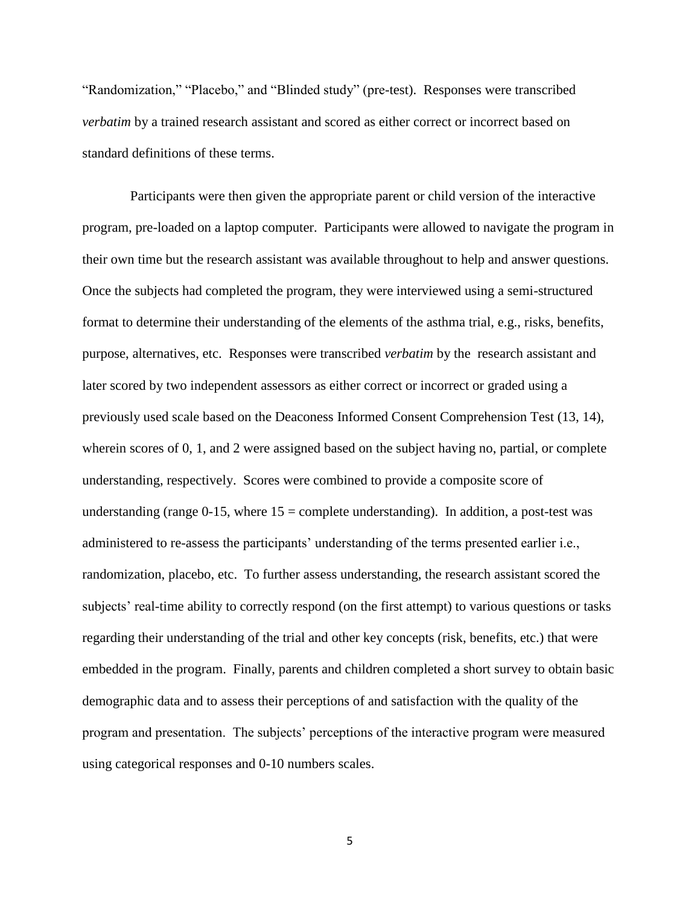"Randomization," "Placebo," and "Blinded study" (pre-test). Responses were transcribed *verbatim* by a trained research assistant and scored as either correct or incorrect based on standard definitions of these terms.

Participants were then given the appropriate parent or child version of the interactive program, pre-loaded on a laptop computer. Participants were allowed to navigate the program in their own time but the research assistant was available throughout to help and answer questions. Once the subjects had completed the program, they were interviewed using a semi-structured format to determine their understanding of the elements of the asthma trial, e.g., risks, benefits, purpose, alternatives, etc. Responses were transcribed *verbatim* by the research assistant and later scored by two independent assessors as either correct or incorrect or graded using a previously used scale based on the Deaconess Informed Consent Comprehension Test (13, 14), wherein scores of 0, 1, and 2 were assigned based on the subject having no, partial, or complete understanding, respectively. Scores were combined to provide a composite score of understanding (range 0-15, where 15 = complete understanding). In addition, a post-test was administered to re-assess the participants' understanding of the terms presented earlier i.e., randomization, placebo, etc. To further assess understanding, the research assistant scored the subjects' real-time ability to correctly respond (on the first attempt) to various questions or tasks regarding their understanding of the trial and other key concepts (risk, benefits, etc.) that were embedded in the program. Finally, parents and children completed a short survey to obtain basic demographic data and to assess their perceptions of and satisfaction with the quality of the program and presentation. The subjects' perceptions of the interactive program were measured using categorical responses and 0-10 numbers scales.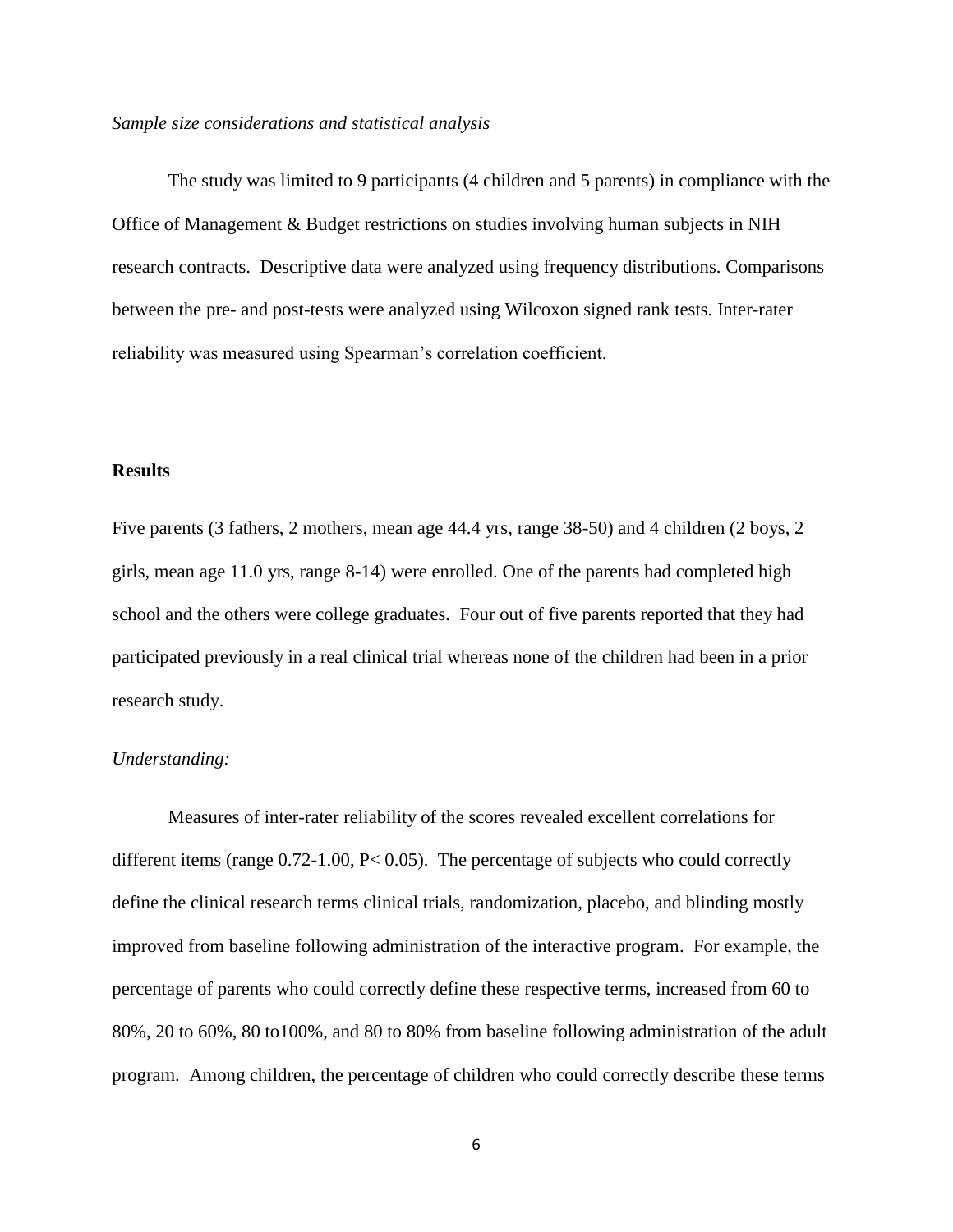*Sample size considerations and statistical analysis*

The study was limited to 9 participants (4 children and 5 parents) in compliance with the Office of Management & Budget restrictions on studies involving human subjects in NIH research contracts. Descriptive data were analyzed using frequency distributions. Comparisons between the pre- and post-tests were analyzed using Wilcoxon signed rank tests. Inter-rater reliability was measured using Spearman's correlation coefficient.

**Results**

Five parents (3 fathers, 2 mothers, mean age 44.4 yrs, range 38-50) and 4 children (2 boys, 2 girls, mean age 11.0 yrs, range 8-14) were enrolled. One of the parents had completed high school and the others were college graduates. Four out of five parents reported that they had participated previously in a real clinical trial whereas none of the children had been in a prior research study.

*Understanding:*

Measures of inter-rater reliability of the scores revealed excellent correlations for different items (range 0.72-1.00, $P < 0.05$). The percentage of subjects who could correctly define the clinical research terms clinical trials, randomization, placebo, and blinding mostly improved from baseline following administration of the interactive program. For example, the percentage of parents who could correctly define these respective terms, increased from 60 to 80%, 20 to 60%, 80 to100%, and 80 to 80% from baseline following administration of the adult program. Among children, the percentage of children who could correctly describe these terms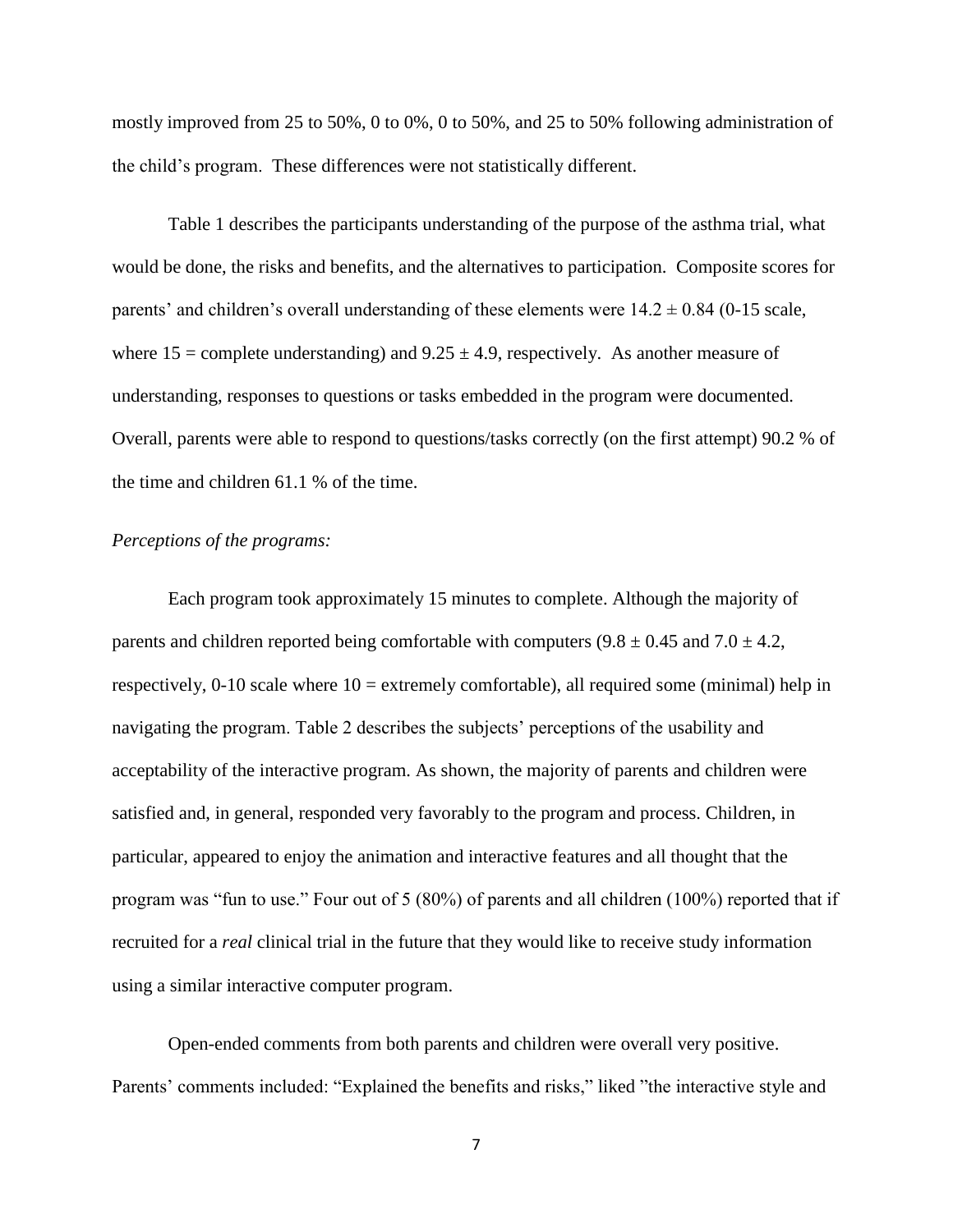mostly improved from 25 to 50%, 0 to 0%, 0 to 50%, and 25 to 50% following administration of the child's program. These differences were not statistically different.

Table 1 describes the participants understanding of the purpose of the asthma trial, what would be done, the risks and benefits, and the alternatives to participation. Composite scores for parents' and children's overall understanding of these elements were $14.2 \pm 0.84$ (0-15 scale, where 15 = complete understanding) and $9.25 \pm 4.9$, respectively. As another measure of understanding, responses to questions or tasks embedded in the program were documented. Overall, parents were able to respond to questions/tasks correctly (on the first attempt) 90.2 % of the time and children 61.1 % of the time.

*Perceptions of the programs:*

Each program took approximately 15 minutes to complete. Although the majority of parents and children reported being comfortable with computers ($9.8 \pm 0.45$ and $7.0 \pm 4.2$, respectively, 0-10 scale where 10 = extremely comfortable), all required some (minimal) help in navigating the program. Table 2 describes the subjects' perceptions of the usability and acceptability of the interactive program. As shown, the majority of parents and children were satisfied and, in general, responded very favorably to the program and process. Children, in particular, appeared to enjoy the animation and interactive features and all thought that the program was "fun to use." Four out of 5 (80%) of parents and all children (100%) reported that if recruited for a *real* clinical trial in the future that they would like to receive study information using a similar interactive computer program.

Open-ended comments from both parents and children were overall very positive. Parents' comments included: "Explained the benefits and risks," liked "the interactive style and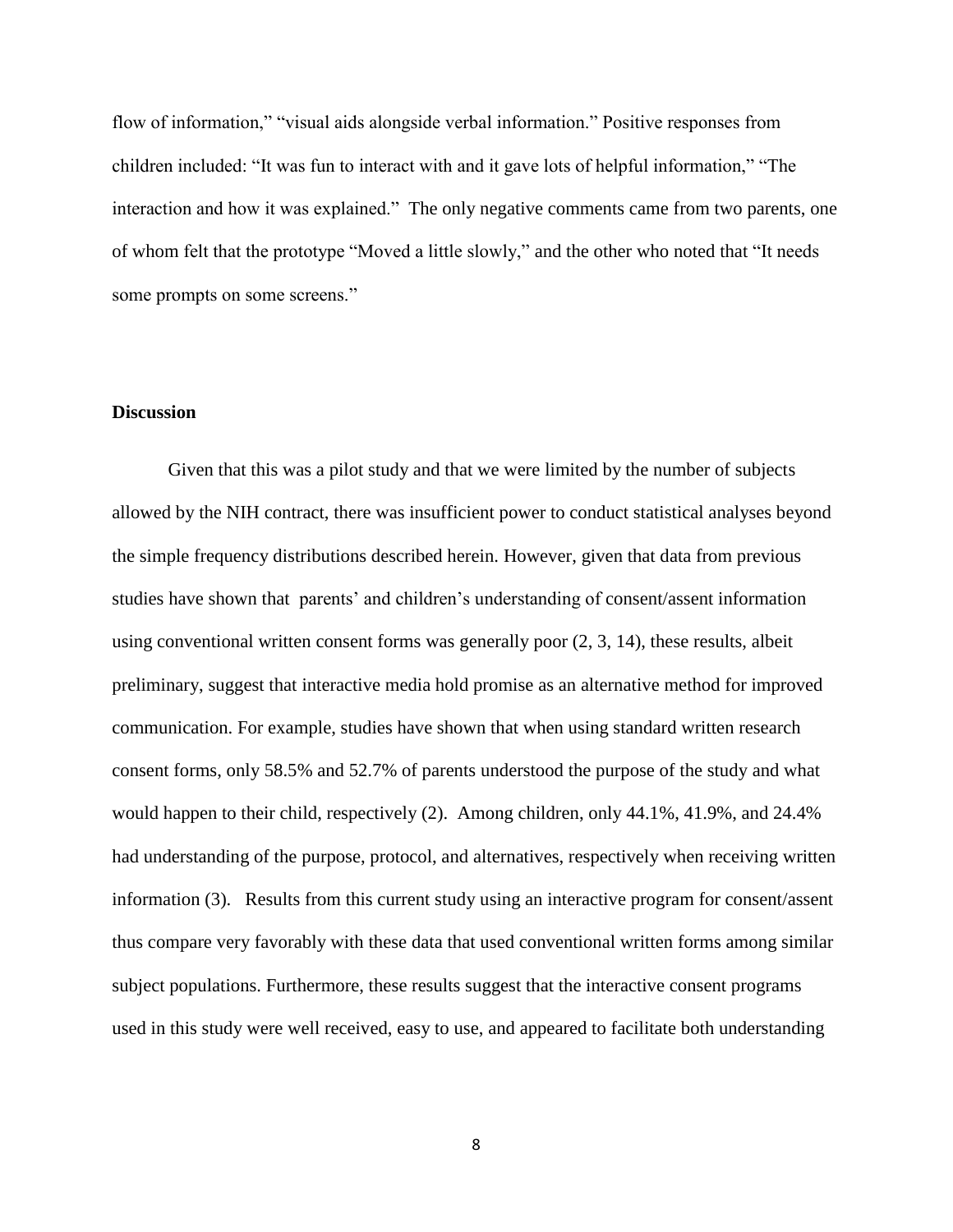flow of information," "visual aids alongside verbal information." Positive responses from children included: "It was fun to interact with and it gave lots of helpful information," "The interaction and how it was explained." The only negative comments came from two parents, one of whom felt that the prototype "Moved a little slowly," and the other who noted that "It needs some prompts on some screens."

## Discussion

Given that this was a pilot study and that we were limited by the number of subjects allowed by the NIH contract, there was insufficient power to conduct statistical analyses beyond the simple frequency distributions described herein. However, given that data from previous studies have shown that parents' and children's understanding of consent/assent information using conventional written consent forms was generally poor (2, 3, 14), these results, albeit preliminary, suggest that interactive media hold promise as an alternative method for improved communication. For example, studies have shown that when using standard written research consent forms, only 58.5% and 52.7% of parents understood the purpose of the study and what would happen to their child, respectively (2). Among children, only 44.1%, 41.9%, and 24.4% had understanding of the purpose, protocol, and alternatives, respectively when receiving written information (3). Results from this current study using an interactive program for consent/assent thus compare very favorably with these data that used conventional written forms among similar subject populations. Furthermore, these results suggest that the interactive consent programs used in this study were well received, easy to use, and appeared to facilitate both understanding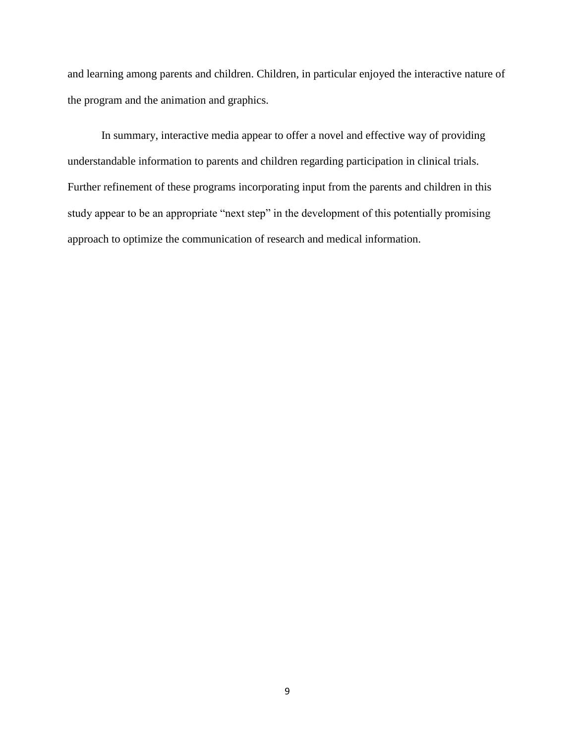and learning among parents and children. Children, in particular enjoyed the interactive nature of the program and the animation and graphics.

In summary, interactive media appear to offer a novel and effective way of providing understandable information to parents and children regarding participation in clinical trials. Further refinement of these programs incorporating input from the parents and children in this study appear to be an appropriate "next step" in the development of this potentially promising approach to optimize the communication of research and medical information.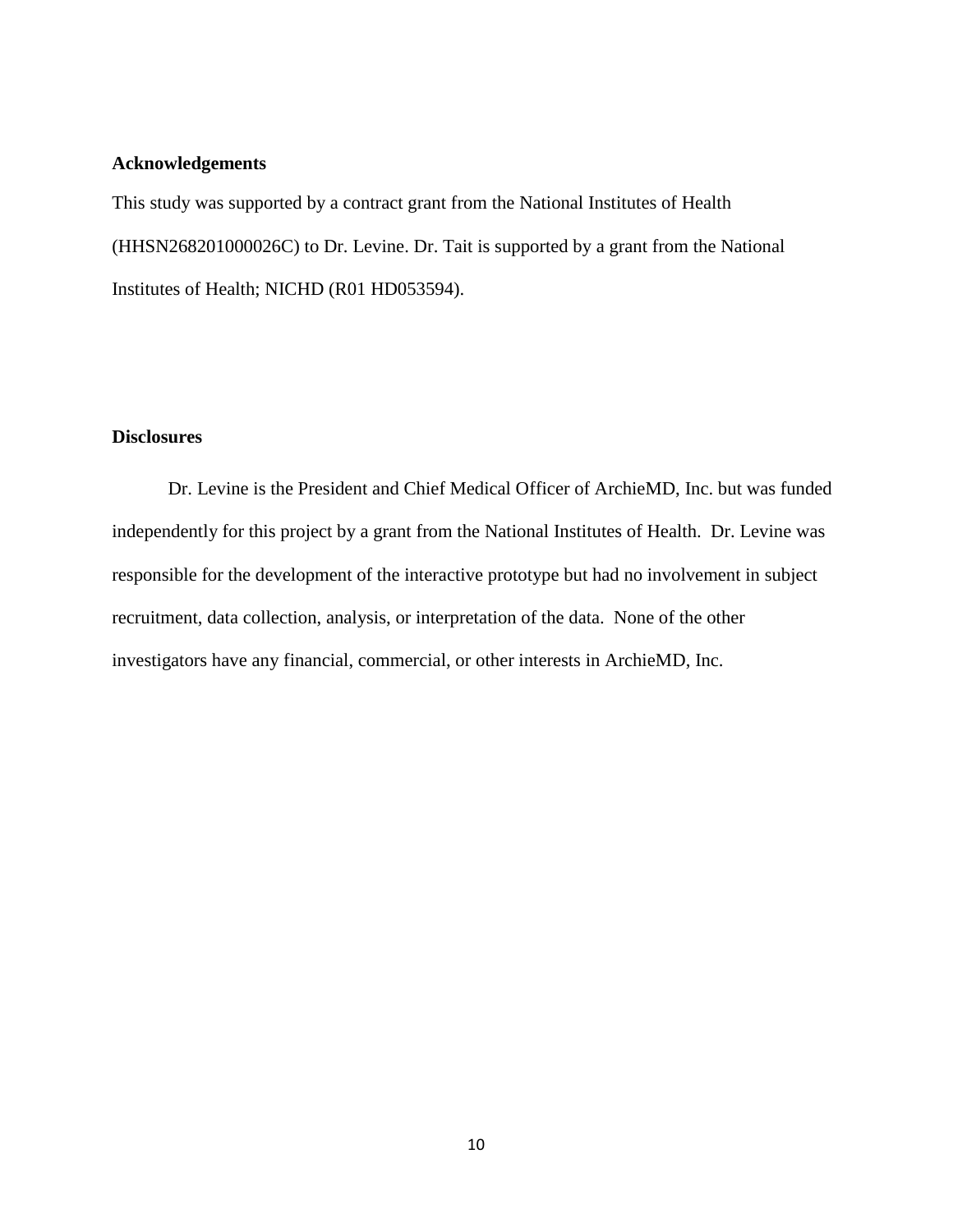## Acknowledgements

This study was supported by a contract grant from the National Institutes of Health (HHSN268201000026C) to Dr. Levine. Dr. Tait is supported by a grant from the National Institutes of Health; NICHD (R01 HD053594).

## Disclosures

Dr. Levine is the President and Chief Medical Officer of ArchieMD, Inc. but was funded independently for this project by a grant from the National Institutes of Health. Dr. Levine was responsible for the development of the interactive prototype but had no involvement in subject recruitment, data collection, analysis, or interpretation of the data. None of the other investigators have any financial, commercial, or other interests in ArchieMD, Inc.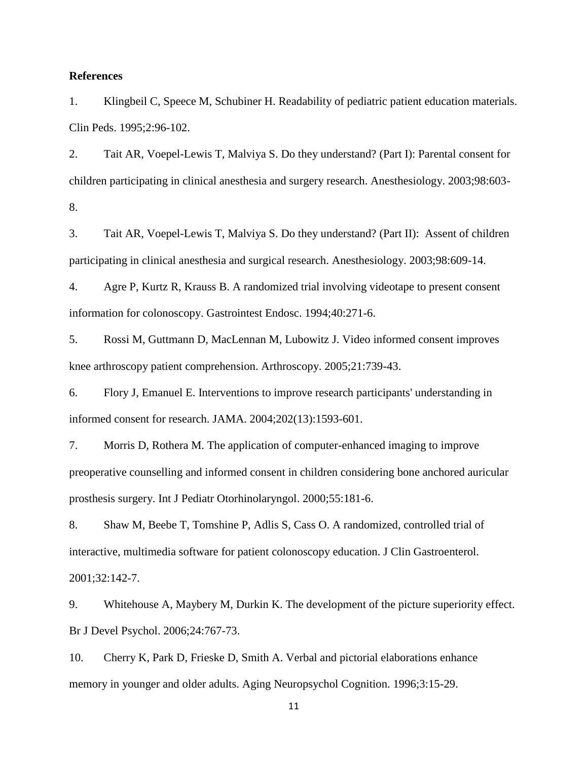**References**

1. Klingbeil C, Speece M, Schubiner H. Readability of pediatric patient education materials. Clin Peds. 1995;2:96-102.

2. Tait AR, Voepel-Lewis T, Malviya S. Do they understand? (Part I): Parental consent for children participating in clinical anesthesia and surgery research. Anesthesiology. 2003;98:603-8.

3. Tait AR, Voepel-Lewis T, Malviya S. Do they understand? (Part II): Assent of children participating in clinical anesthesia and surgical research. Anesthesiology. 2003;98:609-14.

4. Agre P, Kurtz R, Krauss B. A randomized trial involving videotape to present consent information for colonoscopy. Gastrointest Endosc. 1994;40:271-6.

5. Rossi M, Guttmann D, MacLennan M, Lubowitz J. Video informed consent improves knee arthroscopy patient comprehension. Arthroscopy. 2005;21:739-43.

6. Flory J, Emanuel E. Interventions to improve research participants' understanding in informed consent for research. JAMA. 2004;202(13):1593-601.

7. Morris D, Rothera M. The application of computer-enhanced imaging to improve preoperative counselling and informed consent in children considering bone anchored auricular prosthesis surgery. Int J Pediatr Otorhinolaryngol. 2000;55:181-6.

8. Shaw M, Beebe T, Tomshine P, Adlis S, Cass O. A randomized, controlled trial of interactive, multimedia software for patient colonoscopy education. J Clin Gastroenterol. 2001;32:142-7.

9. Whitehouse A, Maybery M, Durkin K. The development of the picture superiority effect. Br J Devel Psychol. 2006;24:767-73.

10. Cherry K, Park D, Frieske D, Smith A. Verbal and pictorial elaborations enhance memory in younger and older adults. Aging Neuropsychol Cognition. 1996;3:15-29.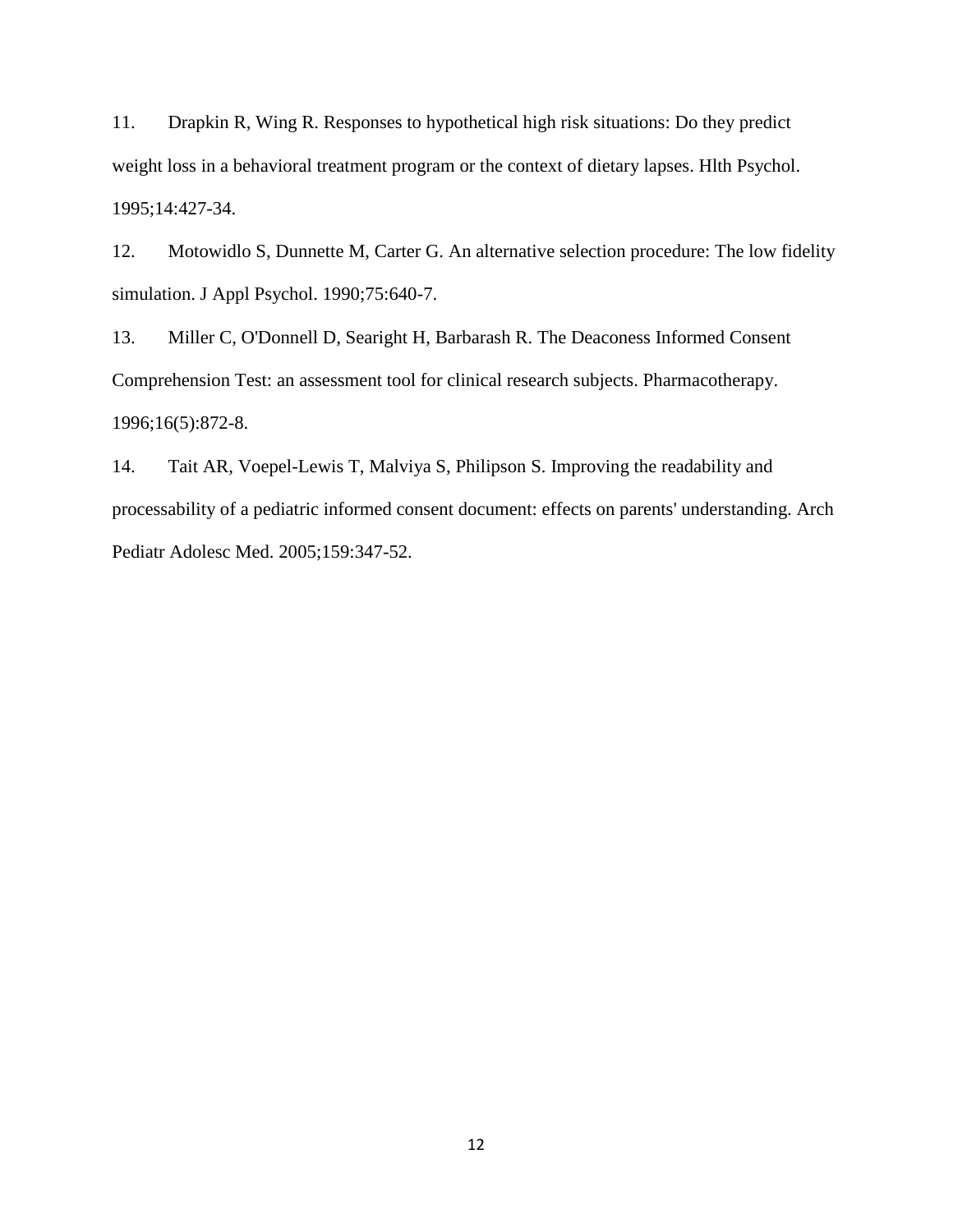11. Drapkin R, Wing R. Responses to hypothetical high risk situations: Do they predict weight loss in a behavioral treatment program or the context of dietary lapses. Hlth Psychol. 1995;14:427-34.

12. Motowidlo S, Dunnette M, Carter G. An alternative selection procedure: The low fidelity simulation. J Appl Psychol. 1990;75:640-7.

13. Miller C, O'Donnell D, Searight H, Barbarash R. The Deaconess Informed Consent Comprehension Test: an assessment tool for clinical research subjects. Pharmacotherapy. 1996;16(5):872-8.

14. Tait AR, Voepel-Lewis T, Malviya S, Philipson S. Improving the readability and processability of a pediatric informed consent document: effects on parents' understanding. Arch Pediatr Adolesc Med. 2005;159:347-52.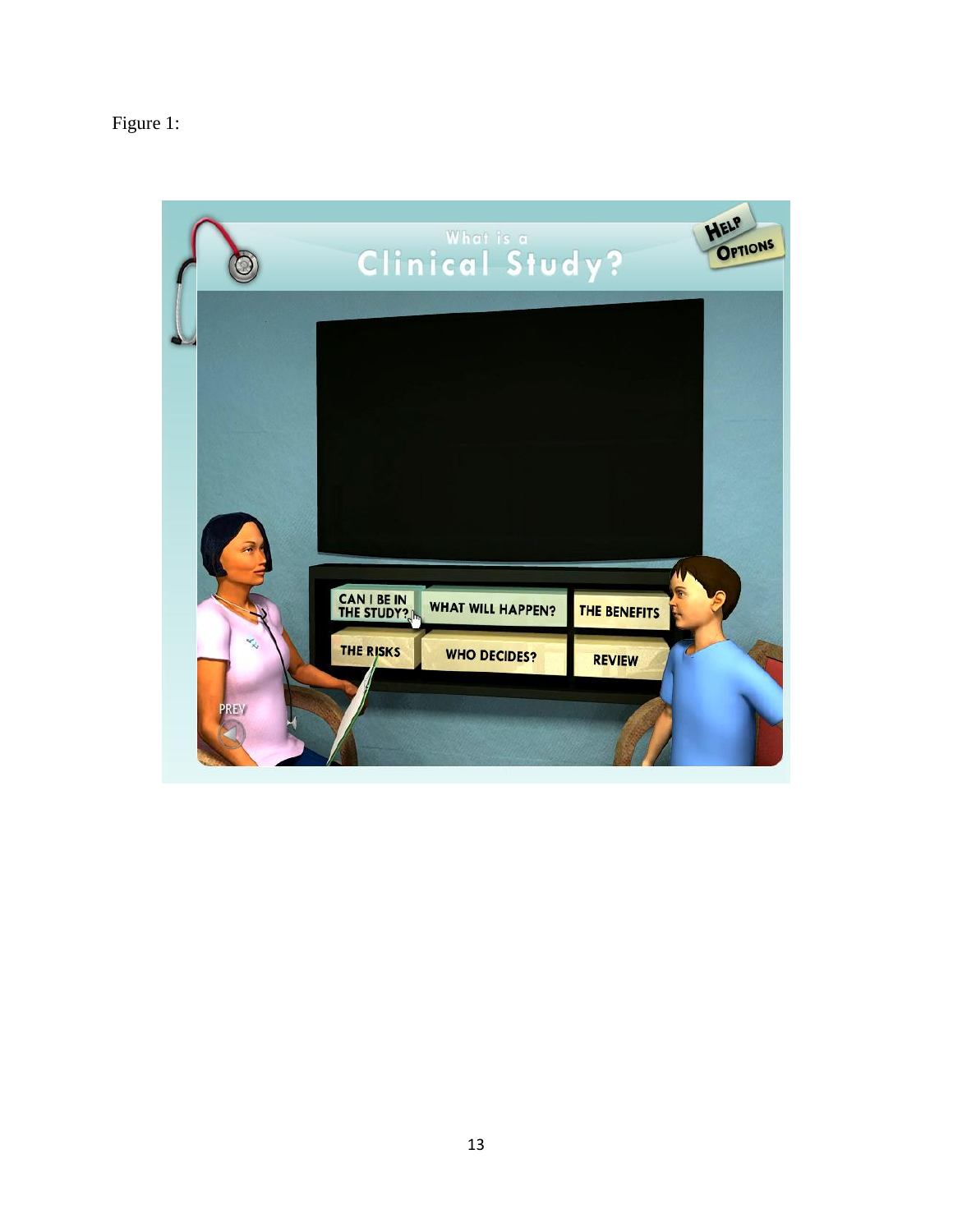Figure 1: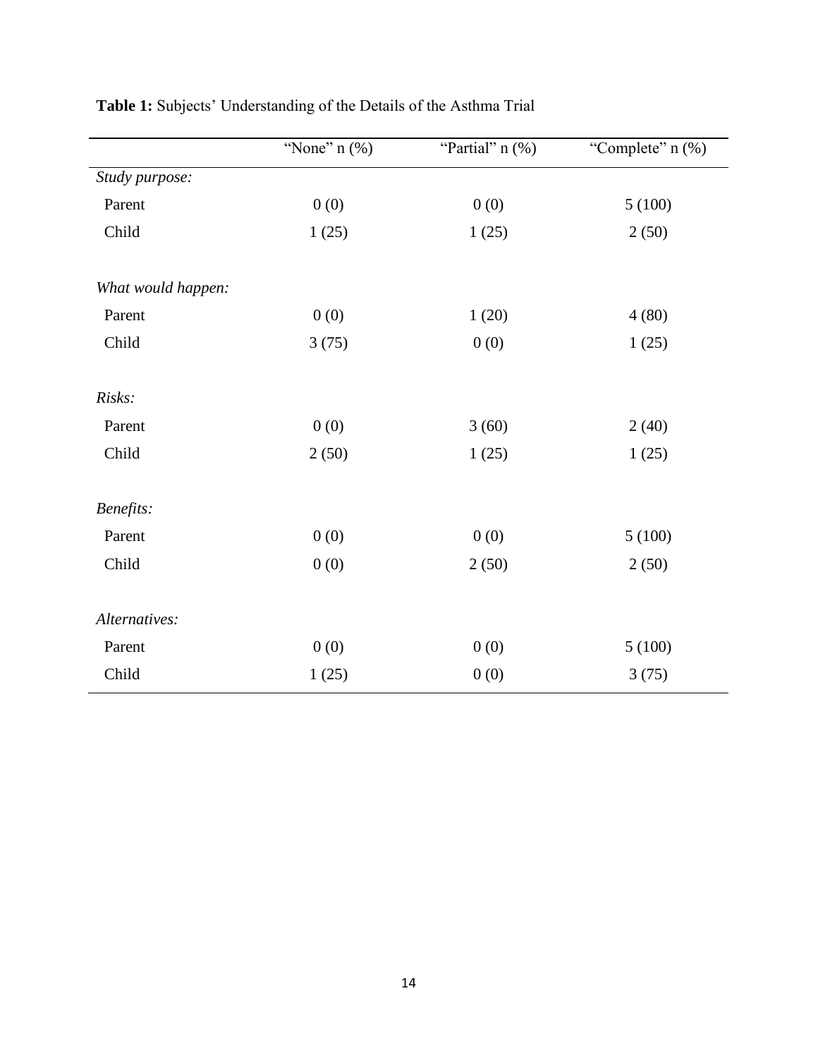**Table 1:** Subjects' Understanding of the Details of the Asthma Trial

| | "None" n (%) | "Partial" n (%) | "Complete" n (%) |
|---|---|---|---|
| *Study purpose:* | | | |
| Parent | 0 (0) | 0 (0) | 5 (100) |
| Child | 1 (25) | 1 (25) | 2 (50) |
| *What would happen:* | | | |
| Parent | 0 (0) | 1 (20) | 4 (80) |
| Child | 3 (75) | 0 (0) | 1 (25) |
| *Risks:* | | | |
| Parent | 0 (0) | 3 (60) | 2 (40) |
| Child | 2 (50) | 1 (25) | 1 (25) |
| *Benefits:* | | | |
| Parent | 0 (0) | 0 (0) | 5 (100) |
| Child | 0 (0) | 2 (50) | 2 (50) |
| *Alternatives:* | | | |
| Parent | 0 (0) | 0 (0) | 5 (100) |
| Child | 1 (25) | 0 (0) | 3 (75) |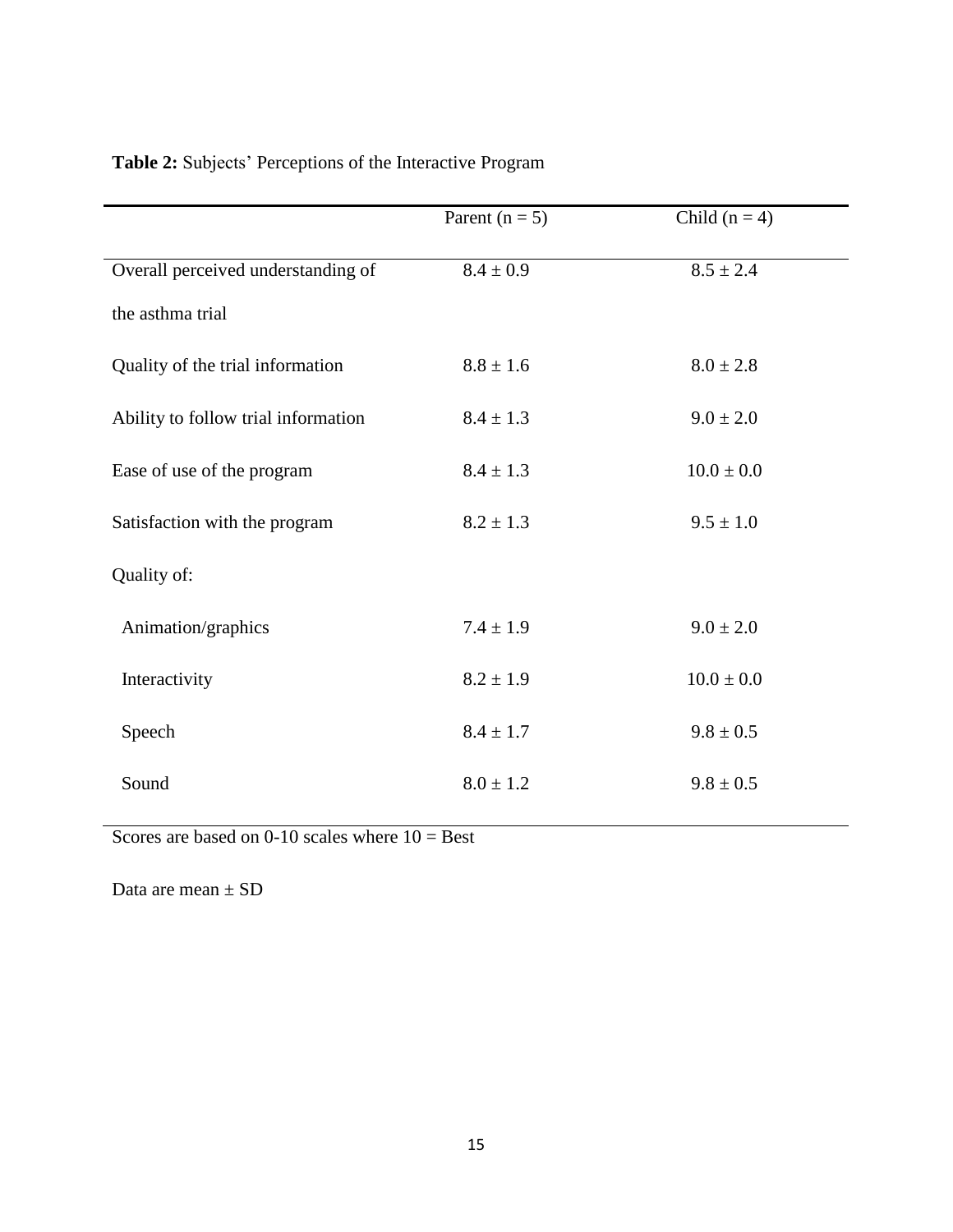**Table 2:** Subjects' Perceptions of the Interactive Program

| | Parent (n = 5) | Child (n = 4) |
|---|---|---|
| Overall perceived understanding of the asthma trial | 8.4 ± 0.9 | 8.5 ± 2.4 |
| Quality of the trial information | 8.8 ± 1.6 | 8.0 ± 2.8 |
| Ability to follow trial information | 8.4 ± 1.3 | 9.0 ± 2.0 |
| Ease of use of the program | 8.4 ± 1.3 | 10.0 ± 0.0 |
| Satisfaction with the program | 8.2 ± 1.3 | 9.5 ± 1.0 |
| Quality of: | | |
| Animation/graphics | 7.4 ± 1.9 | 9.0 ± 2.0 |
| Interactivity | 8.2 ± 1.9 | 10.0 ± 0.0 |
| Speech | 8.4 ± 1.7 | 9.8 ± 0.5 |
| Sound | 8.0 ± 1.2 | 9.8 ± 0.5 |

Scores are based on 0-10 scales where 10 = Best

Data are mean ± SD